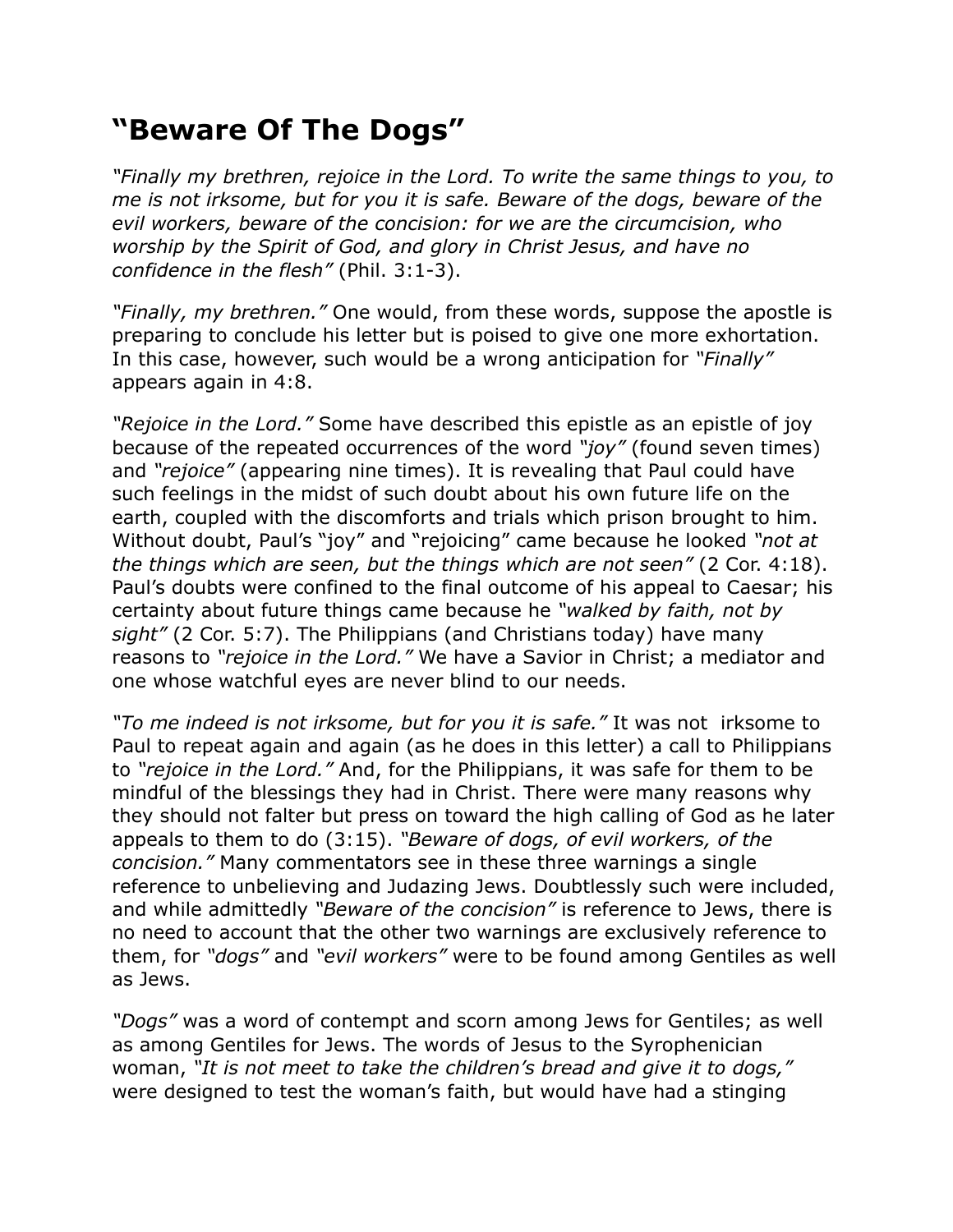# "Beware Of The Dogs"

*"Finally my brethren, rejoice in the Lord. To write the same things to you, to me is not irksome, but for you it is safe. Beware of the dogs, beware of the evil workers, beware of the concision: for we are the circumcision, who worship by the Spirit of God, and glory in Christ Jesus, and have no confidence in the flesh"* (Phil. 3:1-3).

*"Finally, my brethren."* One would, from these words, suppose the apostle is preparing to conclude his letter but is poised to give one more exhortation. In this case, however, such would be a wrong anticipation for *"Finally"* appears again in 4:8.

*"Rejoice in the Lord."* Some have described this epistle as an epistle of joy because of the repeated occurrences of the word *"joy"* (found seven times) and *"rejoice"* (appearing nine times). It is revealing that Paul could have such feelings in the midst of such doubt about his own future life on the earth, coupled with the discomforts and trials which prison brought to him. Without doubt, Paul's "joy" and "rejoicing" came because he looked *"not at the things which are seen, but the things which are not seen"* (2 Cor. 4:18). Paul's doubts were confined to the final outcome of his appeal to Caesar; his certainty about future things came because he *"walked by faith, not by sight"* (2 Cor. 5:7). The Philippians (and Christians today) have many reasons to *"rejoice in the Lord."* We have a Savior in Christ; a mediator and one whose watchful eyes are never blind to our needs.

*"To me indeed is not irksome, but for you it is safe."* It was not irksome to Paul to repeat again and again (as he does in this letter) a call to Philippians to *"rejoice in the Lord."* And, for the Philippians, it was safe for them to be mindful of the blessings they had in Christ. There were many reasons why they should not falter but press on toward the high calling of God as he later appeals to them to do (3:15). *"Beware of dogs, of evil workers, of the concision."* Many commentators see in these three warnings a single reference to unbelieving and Judazing Jews. Doubtlessly such were included, and while admittedly *"Beware of the concision"* is reference to Jews, there is no need to account that the other two warnings are exclusively reference to them, for *"dogs"* and *"evil workers"* were to be found among Gentiles as well as Jews.

*"Dogs"* was a word of contempt and scorn among Jews for Gentiles; as well as among Gentiles for Jews. The words of Jesus to the Syrophenician woman, *"It is not meet to take the children's bread and give it to dogs,"* were designed to test the woman's faith, but would have had a stinging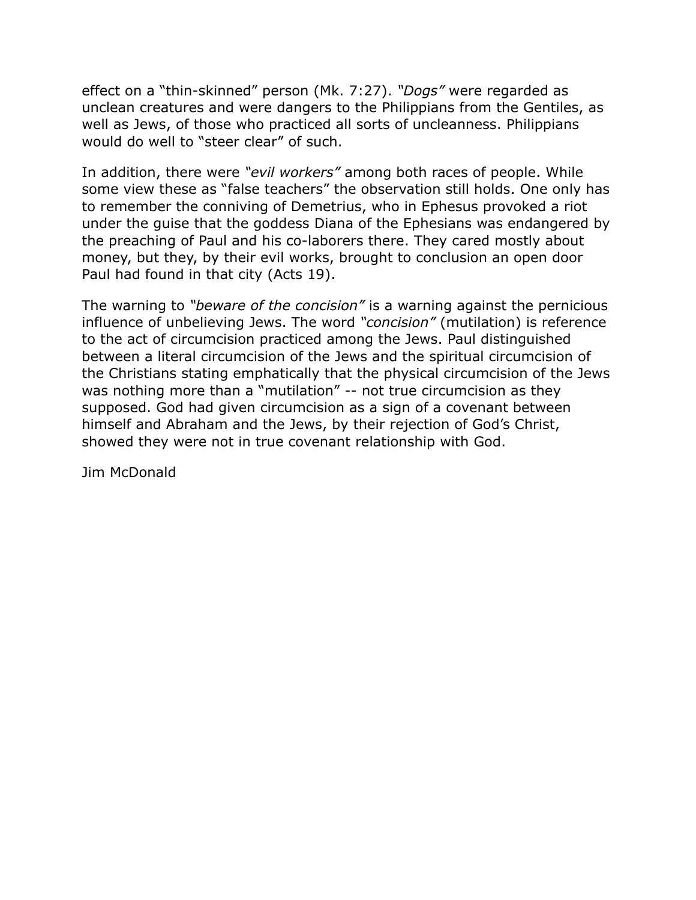effect on a "thin-skinned" person (Mk. 7:27). *"Dogs"* were regarded as unclean creatures and were dangers to the Philippians from the Gentiles, as well as Jews, of those who practiced all sorts of uncleanness. Philippians would do well to "steer clear" of such.

In addition, there were *"evil workers"* among both races of people. While some view these as "false teachers" the observation still holds. One only has to remember the conniving of Demetrius, who in Ephesus provoked a riot under the guise that the goddess Diana of the Ephesians was endangered by the preaching of Paul and his co-laborers there. They cared mostly about money, but they, by their evil works, brought to conclusion an open door Paul had found in that city (Acts 19).

The warning to *"beware of the concision"* is a warning against the pernicious influence of unbelieving Jews. The word *"concision"* (mutilation) is reference to the act of circumcision practiced among the Jews. Paul distinguished between a literal circumcision of the Jews and the spiritual circumcision of the Christians stating emphatically that the physical circumcision of the Jews was nothing more than a "mutilation" -- not true circumcision as they supposed. God had given circumcision as a sign of a covenant between himself and Abraham and the Jews, by their rejection of God's Christ, showed they were not in true covenant relationship with God.

Jim McDonald